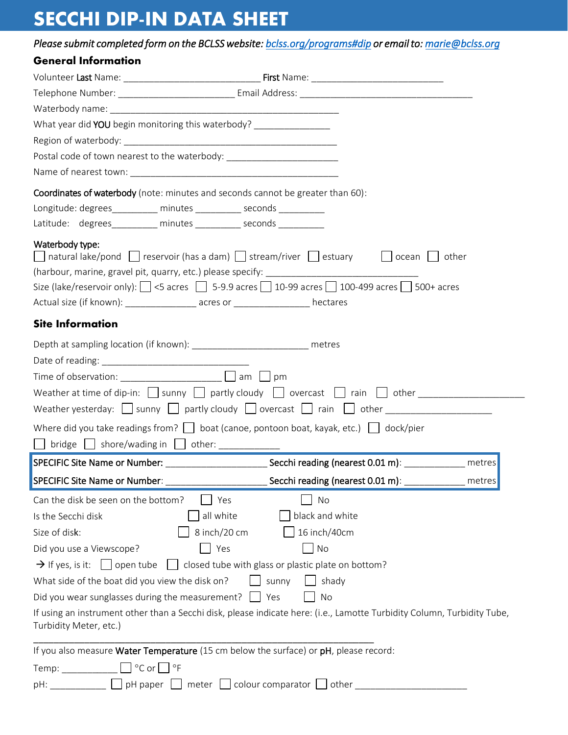# SECCHI DIP-IN DATA SHEET

*Please submit completed form on the BCLSS website: [bclss.org/programs#dip](bclss.org/programs#dip) or email to: [marie@bclss.org](mailto:marie@bclss.org)*

## General Information

Volunteer **Last** Name: ___________________________ **First** Name: __________________________

Telephone Number: _______________________ Email Address: __________________________________

Waterbody name: _____________________________________________

What year did **YOU** begin monitoring this waterbody? _______________

Region of waterbody: _____________________________________________

Postal code of town nearest to the waterbody: ______________________

Name of nearest town: _________________________________________

**Coordinates of waterbody** (note: minutes and seconds cannot be greater than 60):

Longitude: degrees_________ minutes _________ seconds _________

Latitude: degrees_________ minutes _________ seconds _________

**Waterbody type:**

☐ natural lake/pond ☐ reservoir (has a dam) ☐ stream/river ☐ estuary ☐ ocean ☐ other

(harbour, marine, gravel pit, quarry, etc.) please specify: _______________________________

Size (lake/reservoir only): ☐ <5 acres ☐ 5-9.9 acres ☐ 10-99 acres ☐ 100-499 acres ☐ 500+ acres

Actual size (if known): ______________ acres or _______________ hectares

## Site Information

Depth at sampling location (if known): ______________________ metres

Date of reading: ______________________________

Time of observation: ____________________ ☐ am ☐ pm

Weather at time of dip-in: ☐ sunny ☐ partly cloudy ☐ overcast ☐ rain ☐ other _____________________

Weather yesterday: ☐ sunny ☐ partly cloudy ☐ overcast ☐ rain ☐ other _____________________

Where did you take readings from? ☐ boat (canoe, pontoon boat, kayak, etc.) ☐ dock/pier

☐ bridge ☐ shore/wading in ☐ other: ____________

SPECIFIC Site Name or Number: ____________________ Secchi reading (nearest 0.01 m): ____________ metres

SPECIFIC Site Name or Number: ____________________ Secchi reading (nearest 0.01 m): ____________ metres

Can the disk be seen on the bottom? ☐ Yes ☐ No

Is the Secchi disk ☐ all white ☐ black and white

Size of disk: ☐ 8 inch/20 cm ☐ 16 inch/40cm

Did you use a Viewscope? ☐ Yes ☐ No

→ If yes, is it: ☐ open tube ☐ closed tube with glass or plastic plate on bottom?

What side of the boat did you view the disk on? ☐ sunny ☐ shady

Did you wear sunglasses during the measurement? ☐ Yes ☐ No

If using an instrument other than a Secchi disk, please indicate here: (i.e., Lamotte Turbidity Column, Turbidity Tube, Turbidity Meter, etc.)

_____________________________________________________________________

If you also measure **Water Temperature** (15 cm below the surface) or **pH**, please record:

Temp: ___________ ☐ °C or ☐ °F

pH: ___________ ☐ pH paper ☐ meter ☐ colour comparator ☐ other ______________________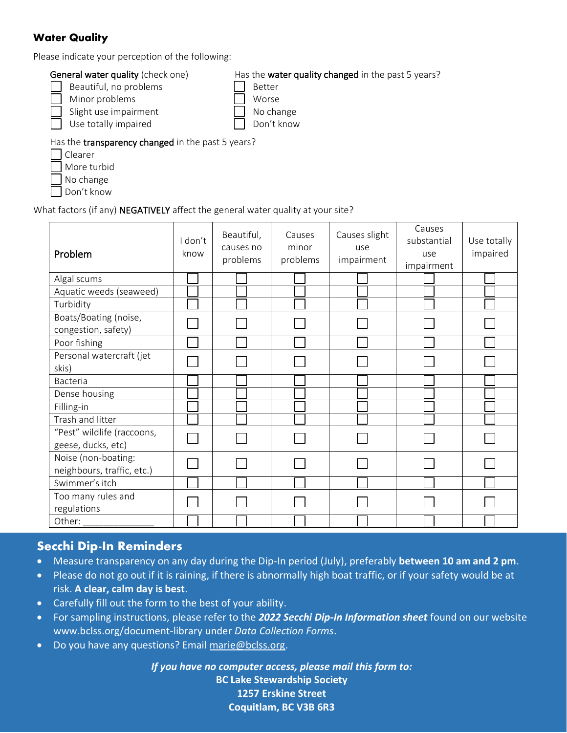## Water Quality

Please indicate your perception of the following:

**General water quality** (check one)

- ☐ Beautiful, no problems
- ☐ Minor problems
- ☐ Slight use impairment
- ☐ Use totally impaired

Has the **water quality changed** in the past 5 years?

- ☐ Better
- ☐ Worse
- ☐ No change
- ☐ Don't know

Has the **transparency changed** in the past 5 years?

- ☐ Clearer
- ☐ More turbid
- ☐ No change
- ☐ Don't know

What factors (if any) **NEGATIVELY** affect the general water quality at your site?

| Problem | I don't know | Beautiful, causes no problems | Causes minor problems | Causes slight use impairment | Causes substantial use impairment | Use totally impaired |
|---|---|---|---|---|---|---|
| Algal scums | ☐ | ☐ | ☐ | ☐ | ☐ | ☐ |
| Aquatic weeds (seaweed) | ☐ | ☐ | ☐ | ☐ | ☐ | ☐ |
| Turbidity | ☐ | ☐ | ☐ | ☐ | ☐ | ☐ |
| Boats/Boating (noise, congestion, safety) | ☐ | ☐ | ☐ | ☐ | ☐ | ☐ |
| Poor fishing | ☐ | ☐ | ☐ | ☐ | ☐ | ☐ |
| Personal watercraft (jet skis) | ☐ | ☐ | ☐ | ☐ | ☐ | ☐ |
| Bacteria | ☐ | ☐ | ☐ | ☐ | ☐ | ☐ |
| Dense housing | ☐ | ☐ | ☐ | ☐ | ☐ | ☐ |
| Filling-in | ☐ | ☐ | ☐ | ☐ | ☐ | ☐ |
| Trash and litter | ☐ | ☐ | ☐ | ☐ | ☐ | ☐ |
| "Pest" wildlife (raccoons, geese, ducks, etc) | ☐ | ☐ | ☐ | ☐ | ☐ | ☐ |
| Noise (non-boating: neighbours, traffic, etc.) | ☐ | ☐ | ☐ | ☐ | ☐ | ☐ |
| Swimmer's itch | ☐ | ☐ | ☐ | ☐ | ☐ | ☐ |
| Too many rules and regulations | ☐ | ☐ | ☐ | ☐ | ☐ | ☐ |
| Other: ______________ | ☐ | ☐ | ☐ | ☐ | ☐ | ☐ |

## Secchi Dip-In Reminders

- Measure transparency on any day during the Dip-In period (July), preferably **between 10 am and 2 pm**.
- Please do not go out if it is raining, if there is abnormally high boat traffic, or if your safety would be at risk. **A clear, calm day is best**.
- Carefully fill out the form to the best of your ability.
- For sampling instructions, please refer to the ***2022 Secchi Dip-In Information sheet*** found on our website www.bclss.org/document-library under *Data Collection Forms*.
- Do you have any questions? Email marie@bclss.org.

***If you have no computer access, please mail this form to:***

**BC Lake Stewardship Society**
**1257 Erskine Street**
**Coquitlam, BC V3B 6R3**